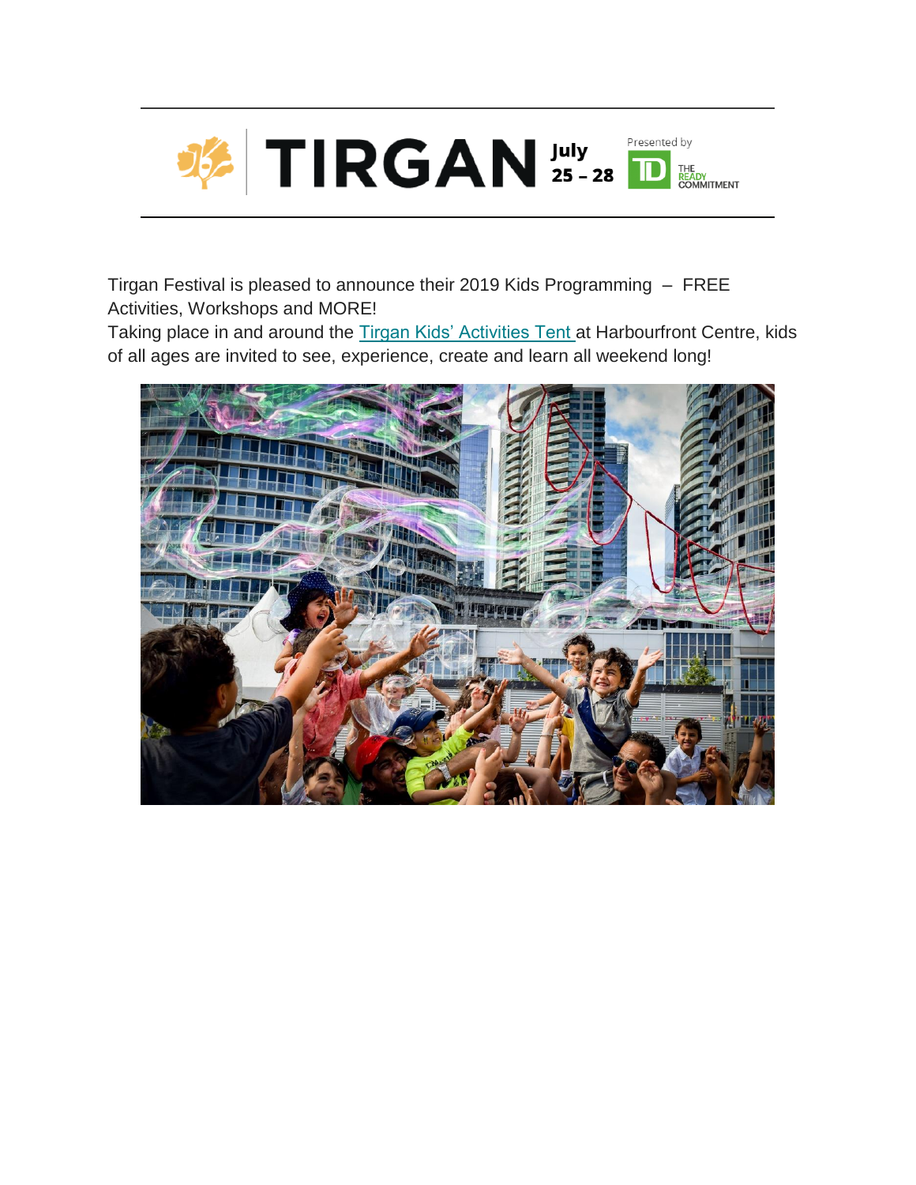TIRGAN July 25 – 28

Presented by TD THE READY COMMITMENT

Tirgan Festival is pleased to announce their 2019 Kids Programming – FREE Activities, Workshops and MORE!

Taking place in and around the Tirgan Kids' Activities Tent at Harbourfront Centre, kids of all ages are invited to see, experience, create and learn all weekend long!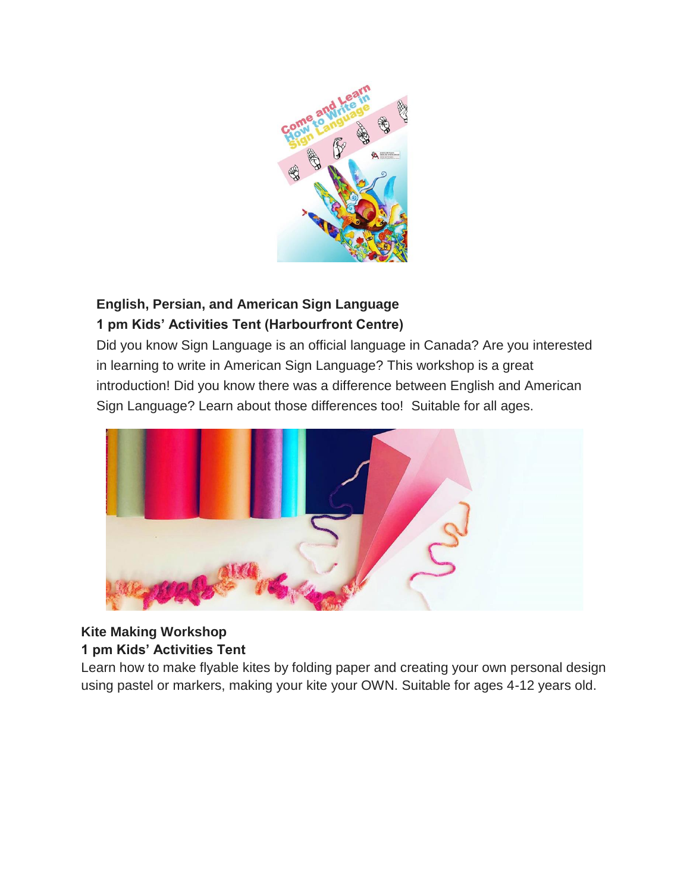**English, Persian, and American Sign Language**
**1 pm Kids' Activities Tent (Harbourfront Centre)**

Did you know Sign Language is an official language in Canada? Are you interested in learning to write in American Sign Language? This workshop is a great introduction! Did you know there was a difference between English and American Sign Language? Learn about those differences too! Suitable for all ages.

**Kite Making Workshop**
**1 pm Kids' Activities Tent**

Learn how to make flyable kites by folding paper and creating your own personal design using pastel or markers, making your kite your OWN. Suitable for ages 4-12 years old.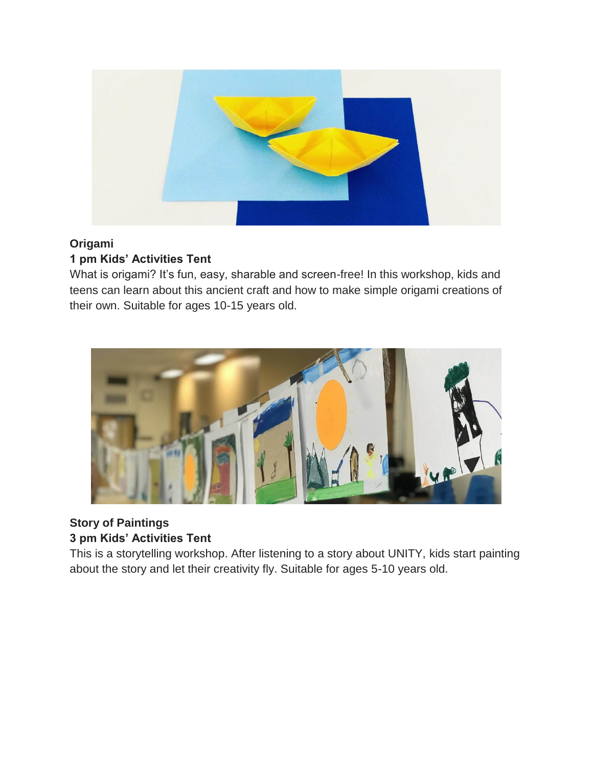**Origami**

**1 pm Kids' Activities Tent**

What is origami? It's fun, easy, sharable and screen-free! In this workshop, kids and teens can learn about this ancient craft and how to make simple origami creations of their own. Suitable for ages 10-15 years old.

**Story of Paintings**

**3 pm Kids' Activities Tent**

This is a storytelling workshop. After listening to a story about UNITY, kids start painting about the story and let their creativity fly. Suitable for ages 5-10 years old.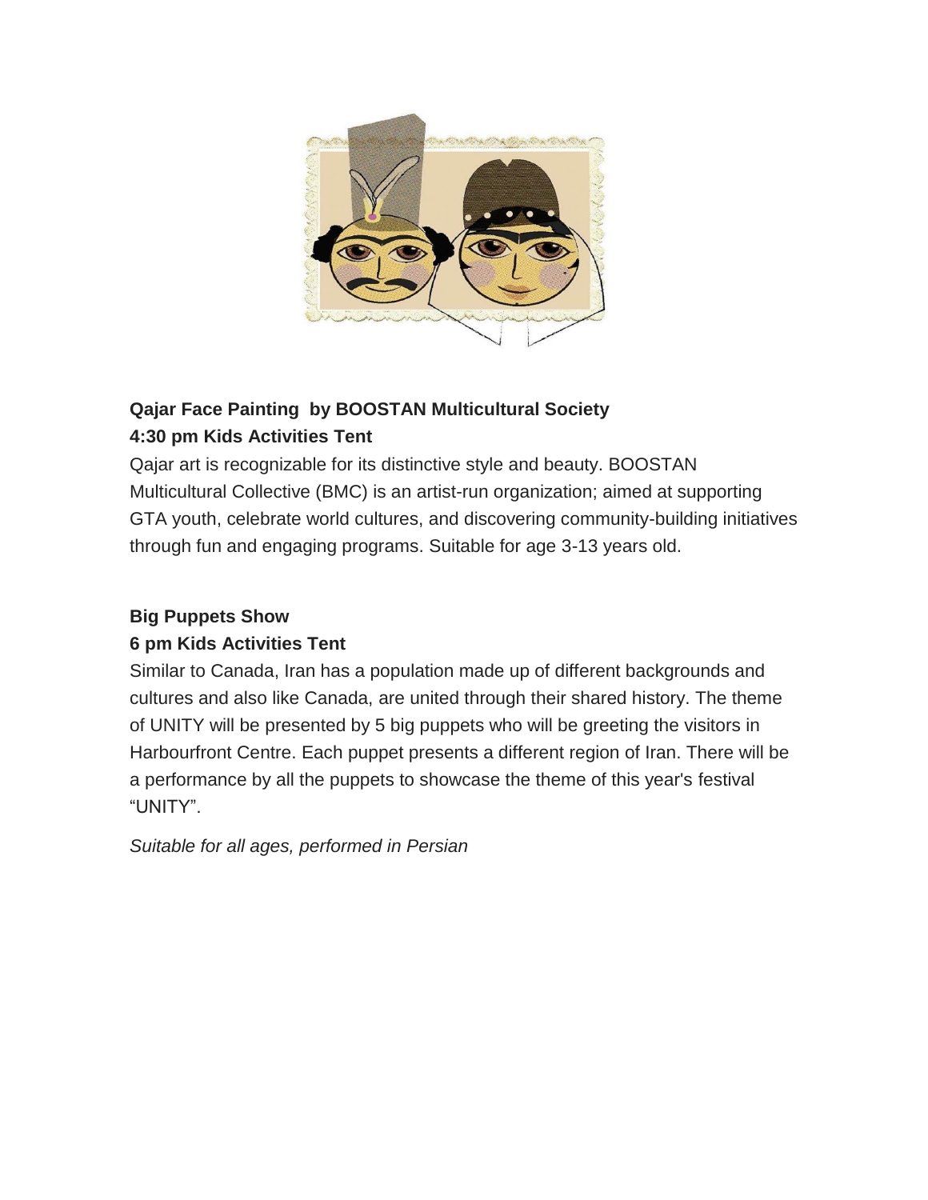**Qajar Face Painting by BOOSTAN Multicultural Society**
**4:30 pm Kids Activities Tent**

Qajar art is recognizable for its distinctive style and beauty. BOOSTAN Multicultural Collective (BMC) is an artist-run organization; aimed at supporting GTA youth, celebrate world cultures, and discovering community-building initiatives through fun and engaging programs. Suitable for age 3-13 years old.

**Big Puppets Show**
**6 pm Kids Activities Tent**

Similar to Canada, Iran has a population made up of different backgrounds and cultures and also like Canada, are united through their shared history. The theme of UNITY will be presented by 5 big puppets who will be greeting the visitors in Harbourfront Centre. Each puppet presents a different region of Iran. There will be a performance by all the puppets to showcase the theme of this year's festival "UNITY".

*Suitable for all ages, performed in Persian*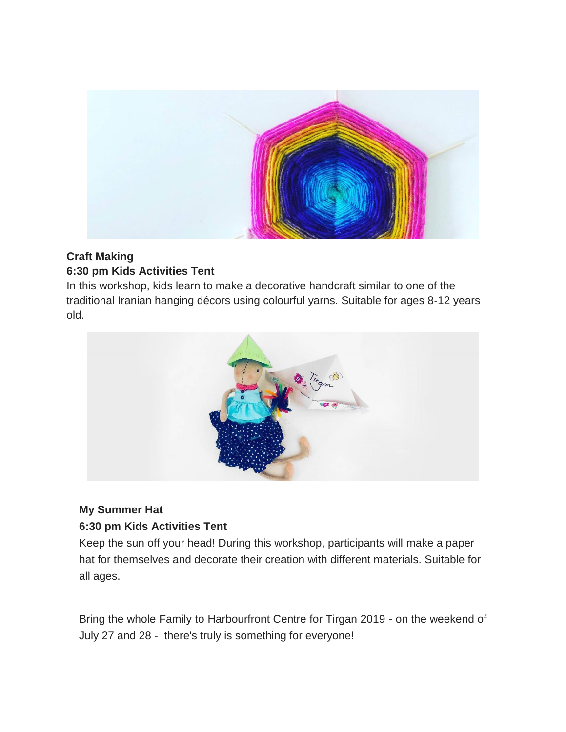**Craft Making**
**6:30 pm Kids Activities Tent**
In this workshop, kids learn to make a decorative handcraft similar to one of the traditional Iranian hanging décors using colourful yarns. Suitable for ages 8-12 years old.

**My Summer Hat**
**6:30 pm Kids Activities Tent**
Keep the sun off your head! During this workshop, participants will make a paper hat for themselves and decorate their creation with different materials. Suitable for all ages.

Bring the whole Family to Harbourfront Centre for Tirgan 2019 - on the weekend of July 27 and 28 - there's truly is something for everyone!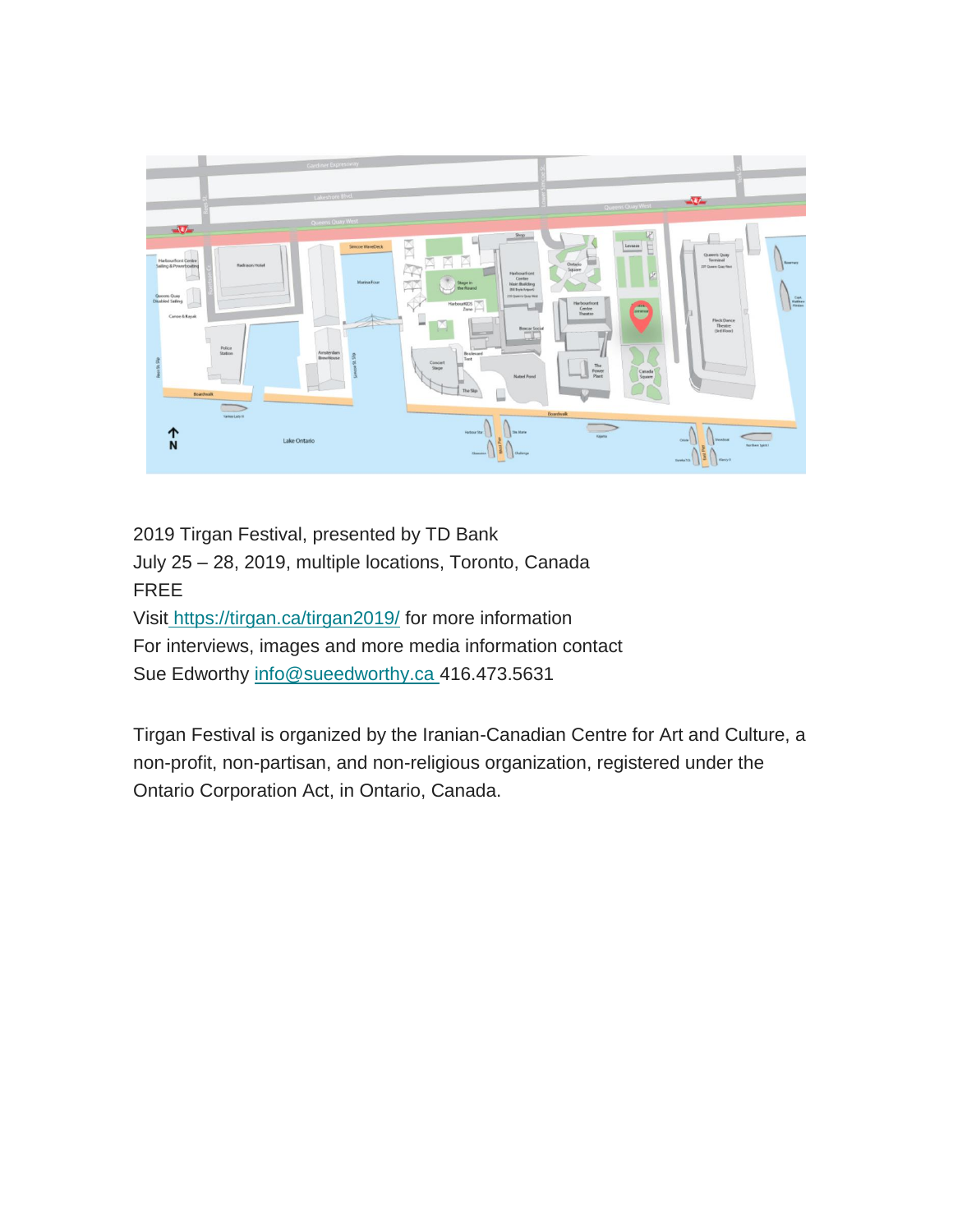2019 Tirgan Festival, presented by TD Bank
July 25 – 28, 2019, multiple locations, Toronto, Canada
FREE
Visit https://tirgan.ca/tirgan2019/ for more information
For interviews, images and more media information contact
Sue Edworthy info@sueedworthy.ca 416.473.5631

Tirgan Festival is organized by the Iranian-Canadian Centre for Art and Culture, a non-profit, non-partisan, and non-religious organization, registered under the Ontario Corporation Act, in Ontario, Canada.